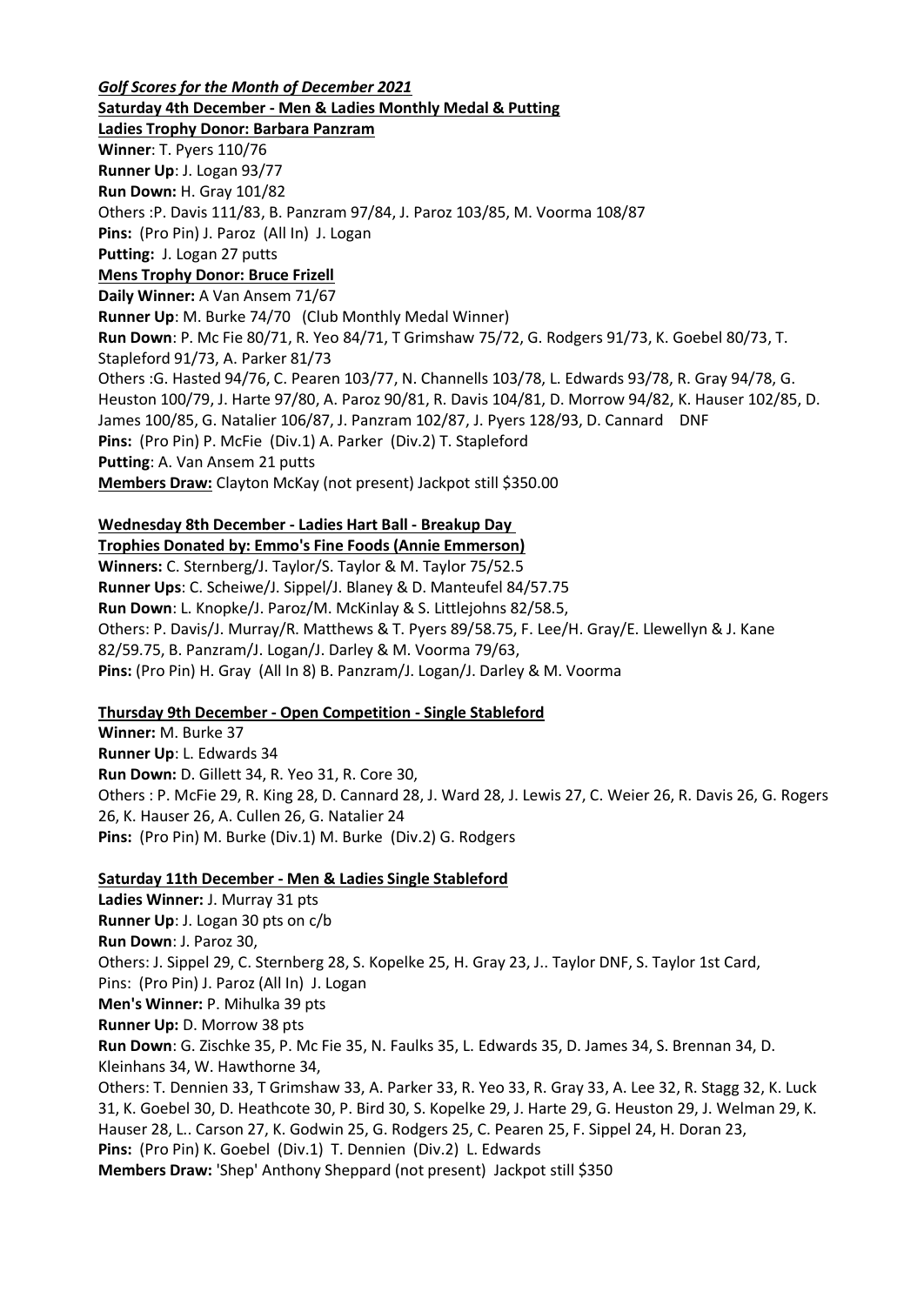***Golf Scores for the Month of December 2021***

**Saturday 4th December - Men & Ladies Monthly Medal & Putting**

**Ladies Trophy Donor: Barbara Panzram**

**Winner**: T. Pyers 110/76

**Runner Up**: J. Logan 93/77

**Run Down:** H. Gray 101/82

Others :P. Davis 111/83, B. Panzram 97/84, J. Paroz 103/85, M. Voorma 108/87

**Pins:** (Pro Pin) J. Paroz (All In) J. Logan

**Putting:** J. Logan 27 putts

**Mens Trophy Donor: Bruce Frizell**

**Daily Winner:** A Van Ansem 71/67

**Runner Up**: M. Burke 74/70 (Club Monthly Medal Winner)

**Run Down**: P. Mc Fie 80/71, R. Yeo 84/71, T Grimshaw 75/72, G. Rodgers 91/73, K. Goebel 80/73, T. Stapleford 91/73, A. Parker 81/73

Others :G. Hasted 94/76, C. Pearen 103/77, N. Channells 103/78, L. Edwards 93/78, R. Gray 94/78, G. Heuston 100/79, J. Harte 97/80, A. Paroz 90/81, R. Davis 104/81, D. Morrow 94/82, K. Hauser 102/85, D. James 100/85, G. Natalier 106/87, J. Panzram 102/87, J. Pyers 128/93, D. Cannard DNF

**Pins:** (Pro Pin) P. McFie (Div.1) A. Parker (Div.2) T. Stapleford

**Putting**: A. Van Ansem 21 putts

**Members Draw:** Clayton McKay (not present) Jackpot still $350.00

**Wednesday 8th December - Ladies Hart Ball - Breakup Day**

**Trophies Donated by: Emmo's Fine Foods (Annie Emmerson)**

**Winners:** C. Sternberg/J. Taylor/S. Taylor & M. Taylor 75/52.5

**Runner Ups**: C. Scheiwe/J. Sippel/J. Blaney & D. Manteufel 84/57.75

**Run Down**: L. Knopke/J. Paroz/M. McKinlay & S. Littlejohns 82/58.5,

Others: P. Davis/J. Murray/R. Matthews & T. Pyers 89/58.75, F. Lee/H. Gray/E. Llewellyn & J. Kane 82/59.75, B. Panzram/J. Logan/J. Darley & M. Voorma 79/63,

**Pins:** (Pro Pin) H. Gray (All In 8) B. Panzram/J. Logan/J. Darley & M. Voorma

**Thursday 9th December - Open Competition - Single Stableford**

**Winner:** M. Burke 37

**Runner Up**: L. Edwards 34

**Run Down:** D. Gillett 34, R. Yeo 31, R. Core 30,

Others : P. McFie 29, R. King 28, D. Cannard 28, J. Ward 28, J. Lewis 27, C. Weier 26, R. Davis 26, G. Rogers 26, K. Hauser 26, A. Cullen 26, G. Natalier 24

**Pins:** (Pro Pin) M. Burke (Div.1) M. Burke (Div.2) G. Rodgers

**Saturday 11th December - Men & Ladies Single Stableford**

**Ladies Winner:** J. Murray 31 pts

**Runner Up**: J. Logan 30 pts on c/b

**Run Down**: J. Paroz 30,

Others: J. Sippel 29, C. Sternberg 28, S. Kopelke 25, H. Gray 23, J.. Taylor DNF, S. Taylor 1st Card,

Pins: (Pro Pin) J. Paroz (All In) J. Logan

**Men's Winner:** P. Mihulka 39 pts

**Runner Up:** D. Morrow 38 pts

**Run Down**: G. Zischke 35, P. Mc Fie 35, N. Faulks 35, L. Edwards 35, D. James 34, S. Brennan 34, D. Kleinhans 34, W. Hawthorne 34,

Others: T. Dennien 33, T Grimshaw 33, A. Parker 33, R. Yeo 33, R. Gray 33, A. Lee 32, R. Stagg 32, K. Luck 31, K. Goebel 30, D. Heathcote 30, P. Bird 30, S. Kopelke 29, J. Harte 29, G. Heuston 29, J. Welman 29, K. Hauser 28, L.. Carson 27, K. Godwin 25, G. Rodgers 25, C. Pearen 25, F. Sippel 24, H. Doran 23,

**Pins:** (Pro Pin) K. Goebel (Div.1) T. Dennien (Div.2) L. Edwards

**Members Draw:** 'Shep' Anthony Sheppard (not present) Jackpot still $350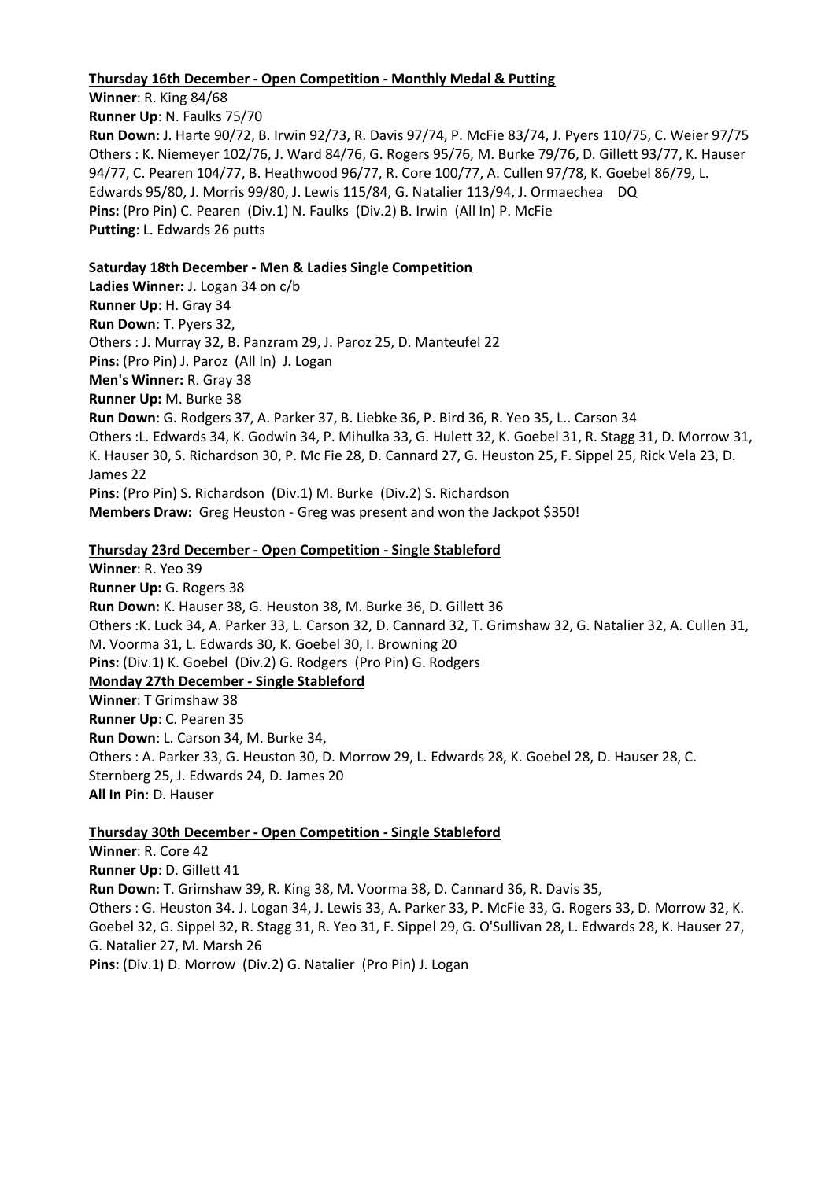**Thursday 16th December - Open Competition - Monthly Medal & Putting**

**Winner**: R. King 84/68

**Runner Up**: N. Faulks 75/70

**Run Down**: J. Harte 90/72, B. Irwin 92/73, R. Davis 97/74, P. McFie 83/74, J. Pyers 110/75, C. Weier 97/75

Others : K. Niemeyer 102/76, J. Ward 84/76, G. Rogers 95/76, M. Burke 79/76, D. Gillett 93/77, K. Hauser 94/77, C. Pearen 104/77, B. Heathwood 96/77, R. Core 100/77, A. Cullen 97/78, K. Goebel 86/79, L. Edwards 95/80, J. Morris 99/80, J. Lewis 115/84, G. Natalier 113/94, J. Ormaechea DQ

**Pins:** (Pro Pin) C. Pearen (Div.1) N. Faulks (Div.2) B. Irwin (All In) P. McFie

**Putting**: L. Edwards 26 putts

**Saturday 18th December - Men & Ladies Single Competition**

**Ladies Winner:** J. Logan 34 on c/b

**Runner Up**: H. Gray 34

**Run Down**: T. Pyers 32,

Others : J. Murray 32, B. Panzram 29, J. Paroz 25, D. Manteufel 22

**Pins:** (Pro Pin) J. Paroz (All In) J. Logan

**Men's Winner:** R. Gray 38

**Runner Up:** M. Burke 38

**Run Down**: G. Rodgers 37, A. Parker 37, B. Liebke 36, P. Bird 36, R. Yeo 35, L.. Carson 34

Others :L. Edwards 34, K. Godwin 34, P. Mihulka 33, G. Hulett 32, K. Goebel 31, R. Stagg 31, D. Morrow 31, K. Hauser 30, S. Richardson 30, P. Mc Fie 28, D. Cannard 27, G. Heuston 25, F. Sippel 25, Rick Vela 23, D. James 22

**Pins:** (Pro Pin) S. Richardson (Div.1) M. Burke (Div.2) S. Richardson

**Members Draw:** Greg Heuston - Greg was present and won the Jackpot $350!

**Thursday 23rd December - Open Competition - Single Stableford**

**Winner**: R. Yeo 39

**Runner Up:** G. Rogers 38

**Run Down:** K. Hauser 38, G. Heuston 38, M. Burke 36, D. Gillett 36

Others :K. Luck 34, A. Parker 33, L. Carson 32, D. Cannard 32, T. Grimshaw 32, G. Natalier 32, A. Cullen 31, M. Voorma 31, L. Edwards 30, K. Goebel 30, I. Browning 20

**Pins:** (Div.1) K. Goebel (Div.2) G. Rodgers (Pro Pin) G. Rodgers

**Monday 27th December - Single Stableford**

**Winner**: T Grimshaw 38

**Runner Up**: C. Pearen 35

**Run Down**: L. Carson 34, M. Burke 34,

Others : A. Parker 33, G. Heuston 30, D. Morrow 29, L. Edwards 28, K. Goebel 28, D. Hauser 28, C. Sternberg 25, J. Edwards 24, D. James 20

**All In Pin**: D. Hauser

**Thursday 30th December - Open Competition - Single Stableford**

**Winner**: R. Core 42

**Runner Up**: D. Gillett 41

**Run Down:** T. Grimshaw 39, R. King 38, M. Voorma 38, D. Cannard 36, R. Davis 35,

Others : G. Heuston 34. J. Logan 34, J. Lewis 33, A. Parker 33, P. McFie 33, G. Rogers 33, D. Morrow 32, K. Goebel 32, G. Sippel 32, R. Stagg 31, R. Yeo 31, F. Sippel 29, G. O'Sullivan 28, L. Edwards 28, K. Hauser 27, G. Natalier 27, M. Marsh 26

**Pins:** (Div.1) D. Morrow (Div.2) G. Natalier (Pro Pin) J. Logan